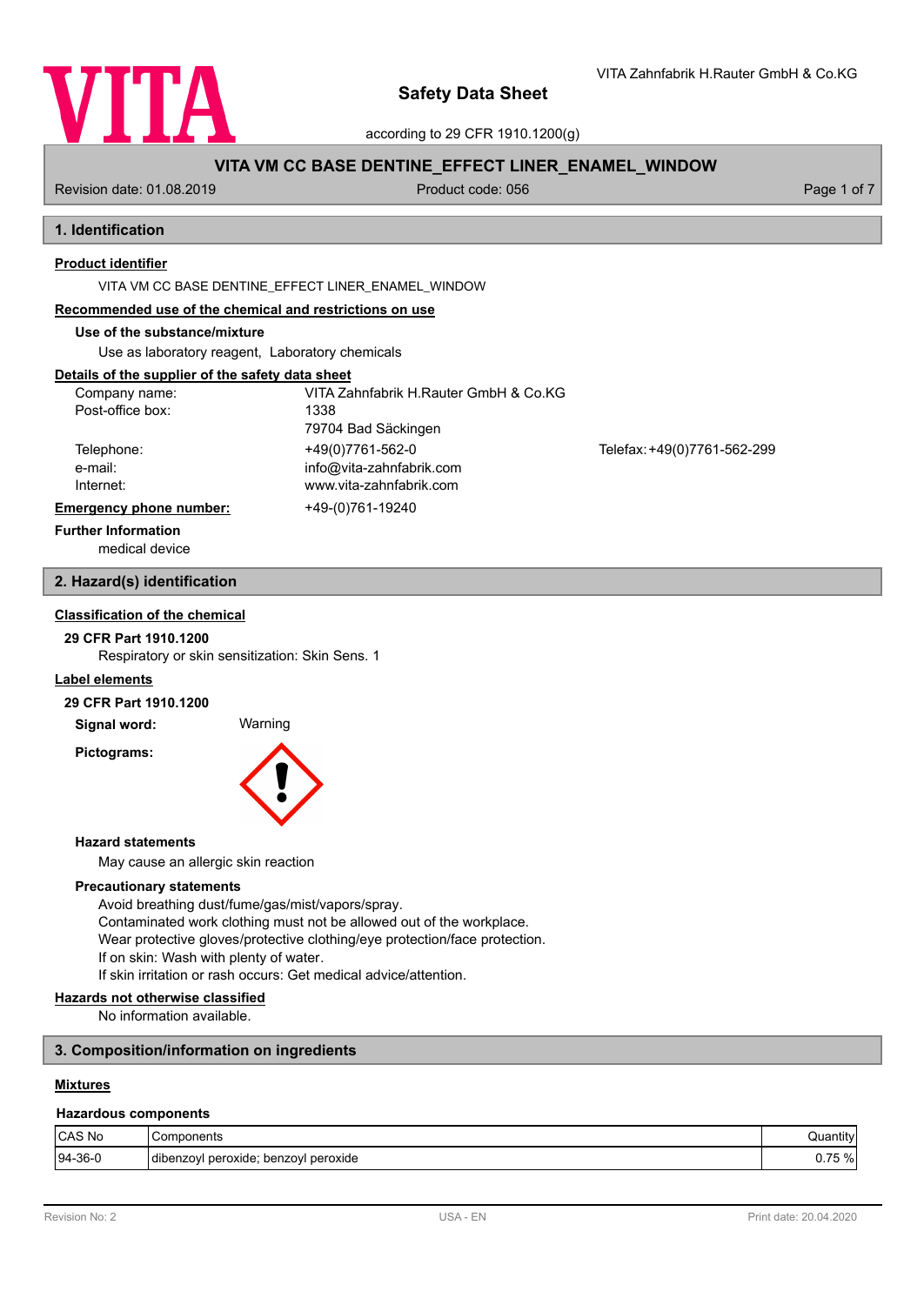# Safety Data Sheet

according to 29 CFR 1910.1200(g)

VITA Zahnfabrik H.Rauter GmbH & Co.KG

**VITA VM CC BASE DENTINE_EFFECT LINER_ENAMEL_WINDOW**

Revision date: 01.08.2019 | Product code: 056

## 1. Identification

**Product identifier**

VITA VM CC BASE DENTINE_EFFECT LINER_ENAMEL_WINDOW

**Recommended use of the chemical and restrictions on use**

**Use of the substance/mixture**

Use as laboratory reagent, Laboratory chemicals

**Details of the supplier of the safety data sheet**

| | |
|---|---|
| Company name: | VITA Zahnfabrik H.Rauter GmbH & Co.KG |
| Post-office box: | 1338 |
| | 79704 Bad Säckingen |
| Telephone: | +49(0)7761-562-0 |
| Telefax: | +49(0)7761-562-299 |
| e-mail: | info@vita-zahnfabrik.com |
| Internet: | www.vita-zahnfabrik.com |

**Emergency phone number:** +49-(0)761-19240

**Further Information**

medical device

## 2. Hazard(s) identification

**Classification of the chemical**

**29 CFR Part 1910.1200**

Respiratory or skin sensitization: Skin Sens. 1

**Label elements**

**29 CFR Part 1910.1200**

**Signal word:** Warning

**Pictograms:**

**Hazard statements**

May cause an allergic skin reaction

**Precautionary statements**

Avoid breathing dust/fume/gas/mist/vapors/spray.
Contaminated work clothing must not be allowed out of the workplace.
Wear protective gloves/protective clothing/eye protection/face protection.
If on skin: Wash with plenty of water.
If skin irritation or rash occurs: Get medical advice/attention.

**Hazards not otherwise classified**

No information available.

## 3. Composition/information on ingredients

**Mixtures**

**Hazardous components**

| CAS No | Components | Quantity |
|---|---|---|
| 94-36-0 | dibenzoyl peroxide; benzoyl peroxide | 0.75 % |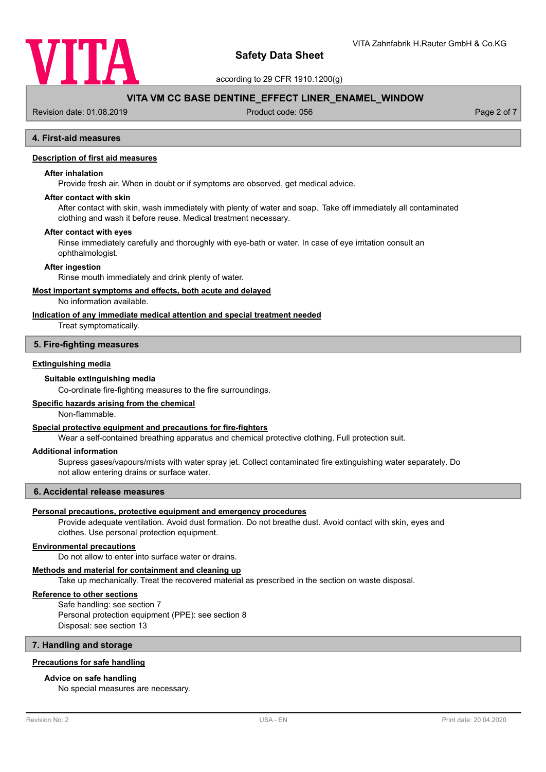## 4. First-aid measures

### Description of first aid measures

**After inhalation**

Provide fresh air. When in doubt or if symptoms are observed, get medical advice.

**After contact with skin**

After contact with skin, wash immediately with plenty of water and soap. Take off immediately all contaminated clothing and wash it before reuse. Medical treatment necessary.

**After contact with eyes**

Rinse immediately carefully and thoroughly with eye-bath or water. In case of eye irritation consult an ophthalmologist.

**After ingestion**

Rinse mouth immediately and drink plenty of water.

### Most important symptoms and effects, both acute and delayed

No information available.

### Indication of any immediate medical attention and special treatment needed

Treat symptomatically.

## 5. Fire-fighting measures

### Extinguishing media

**Suitable extinguishing media**

Co-ordinate fire-fighting measures to the fire surroundings.

### Specific hazards arising from the chemical

Non-flammable.

### Special protective equipment and precautions for fire-fighters

Wear a self-contained breathing apparatus and chemical protective clothing. Full protection suit.

### Additional information

Supress gases/vapours/mists with water spray jet. Collect contaminated fire extinguishing water separately. Do not allow entering drains or surface water.

## 6. Accidental release measures

### Personal precautions, protective equipment and emergency procedures

Provide adequate ventilation. Avoid dust formation. Do not breathe dust. Avoid contact with skin, eyes and clothes. Use personal protection equipment.

### Environmental precautions

Do not allow to enter into surface water or drains.

### Methods and material for containment and cleaning up

Take up mechanically. Treat the recovered material as prescribed in the section on waste disposal.

### Reference to other sections

Safe handling: see section 7
Personal protection equipment (PPE): see section 8
Disposal: see section 13

## 7. Handling and storage

### Precautions for safe handling

**Advice on safe handling**

No special measures are necessary.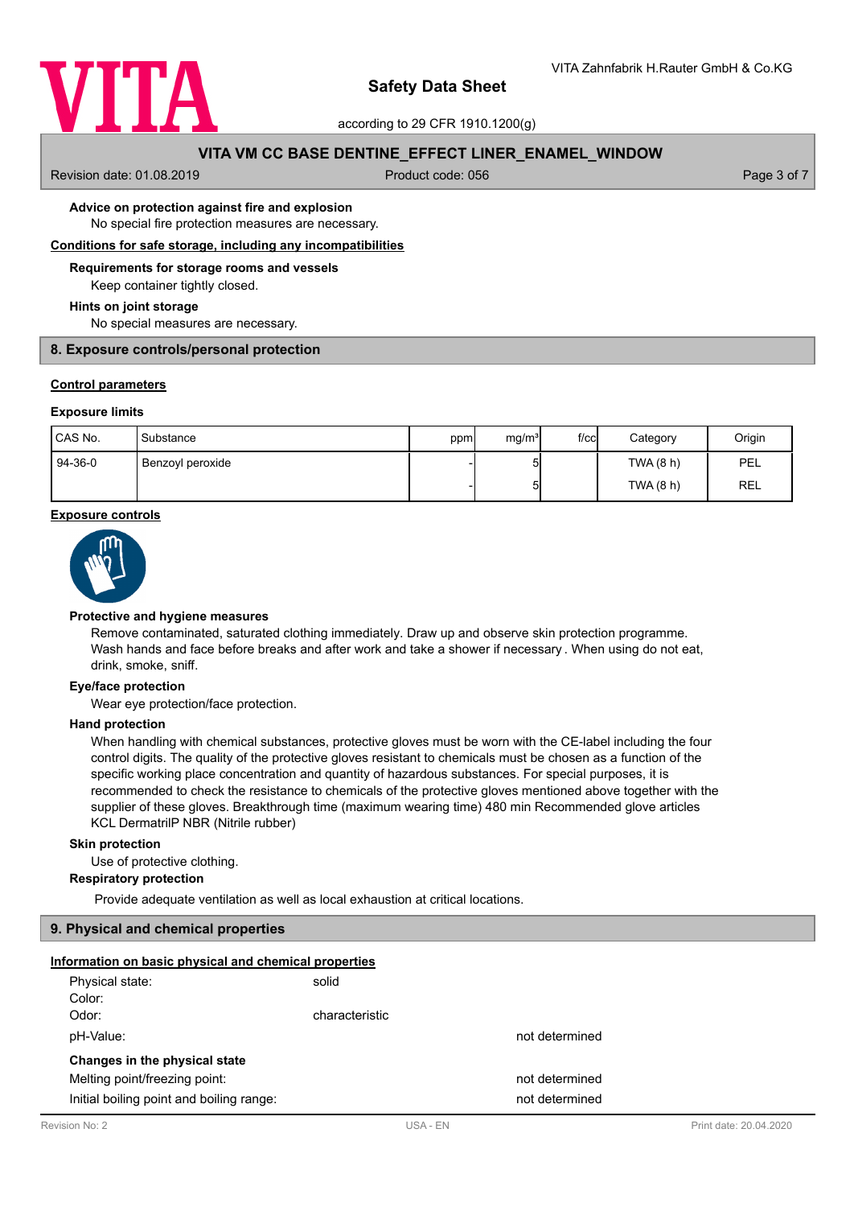**Advice on protection against fire and explosion**

No special fire protection measures are necessary.

**Conditions for safe storage, including any incompatibilities**

**Requirements for storage rooms and vessels**

Keep container tightly closed.

**Hints on joint storage**

No special measures are necessary.

## 8. Exposure controls/personal protection

**Control parameters**

**Exposure limits**

| CAS No. | Substance | ppm | mg/m³ | f/cc | Category | Origin |
|---|---|---|---|---|---|---|
| 94-36-0 | Benzoyl peroxide | - | 5 | | TWA (8 h) | PEL |
| | | - | 5 | | TWA (8 h) | REL |

**Exposure controls**

**Protective and hygiene measures**

Remove contaminated, saturated clothing immediately. Draw up and observe skin protection programme. Wash hands and face before breaks and after work and take a shower if necessary . When using do not eat, drink, smoke, sniff.

**Eye/face protection**

Wear eye protection/face protection.

**Hand protection**

When handling with chemical substances, protective gloves must be worn with the CE-label including the four control digits. The quality of the protective gloves resistant to chemicals must be chosen as a function of the specific working place concentration and quantity of hazardous substances. For special purposes, it is recommended to check the resistance to chemicals of the protective gloves mentioned above together with the supplier of these gloves. Breakthrough time (maximum wearing time) 480 min Recommended glove articles KCL DermatrilP NBR (Nitrile rubber)

**Skin protection**

Use of protective clothing.

**Respiratory protection**

Provide adequate ventilation as well as local exhaustion at critical locations.

## 9. Physical and chemical properties

**Information on basic physical and chemical properties**

| | | |
|---|---|---|
| Physical state: | solid | |
| Color: | | |
| Odor: | characteristic | |
| pH-Value: | | not determined |

**Changes in the physical state**

| | |
|---|---|
| Melting point/freezing point: | not determined |
| Initial boiling point and boiling range: | not determined |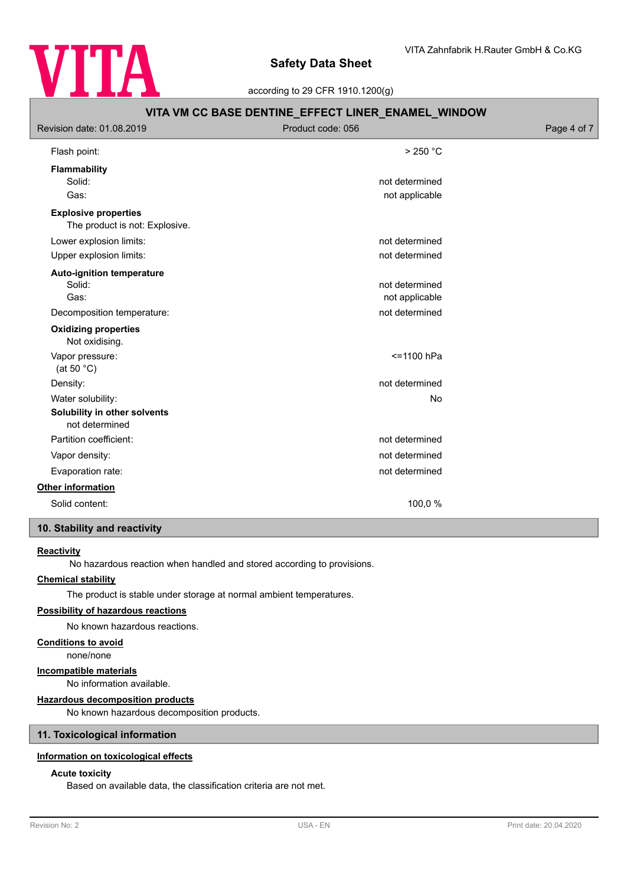| | |
|---|---|
| Flash point: | > 250 °C |

**Flammability**

| | |
|---|---|
| Solid: | not determined |
| Gas: | not applicable |

**Explosive properties**

The product is not: Explosive.

| | |
|---|---|
| Lower explosion limits: | not determined |
| Upper explosion limits: | not determined |

**Auto-ignition temperature**

| | |
|---|---|
| Solid: | not determined |
| Gas: | not applicable |
| Decomposition temperature: | not determined |

**Oxidizing properties**

Not oxidising.

| | |
|---|---|
| Vapor pressure: (at 50 °C) | <=1100 hPa |
| Density: | not determined |
| Water solubility: | No |

**Solubility in other solvents**

not determined

| | |
|---|---|
| Partition coefficient: | not determined |
| Vapor density: | not determined |
| Evaporation rate: | not determined |

**Other information**

| | |
|---|---|
| Solid content: | 100,0 % |

## 10. Stability and reactivity

**Reactivity**

No hazardous reaction when handled and stored according to provisions.

**Chemical stability**

The product is stable under storage at normal ambient temperatures.

**Possibility of hazardous reactions**

No known hazardous reactions.

**Conditions to avoid**

none/none

**Incompatible materials**

No information available.

**Hazardous decomposition products**

No known hazardous decomposition products.

## 11. Toxicological information

**Information on toxicological effects**

**Acute toxicity**

Based on available data, the classification criteria are not met.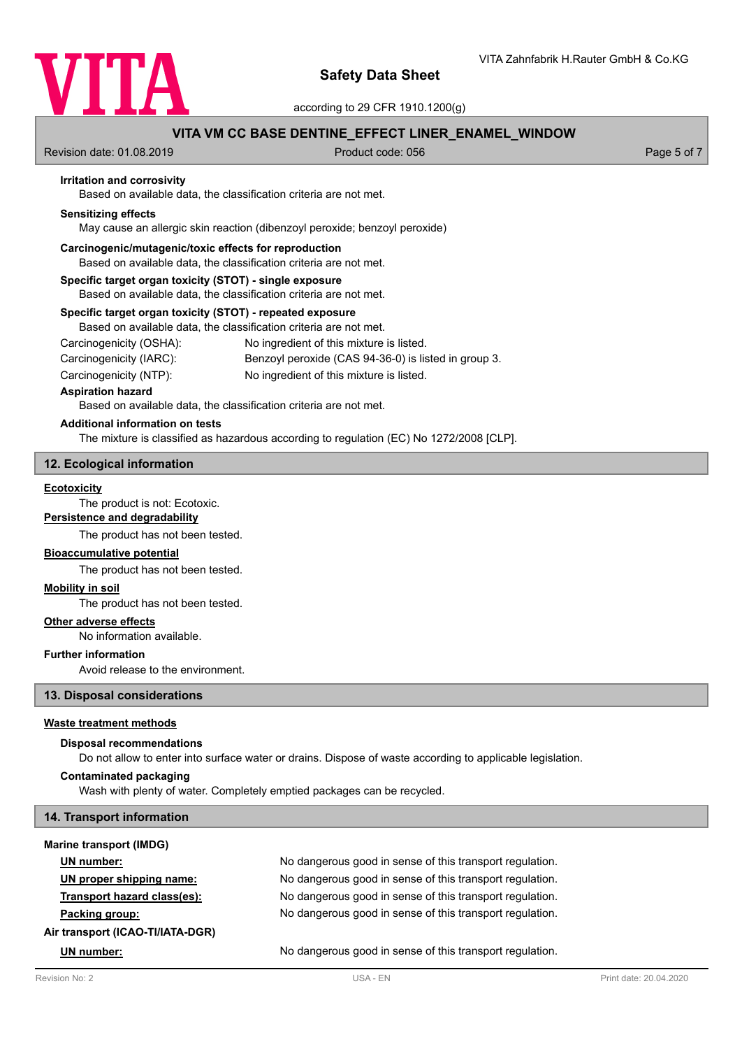#### Irritation and corrosivity

Based on available data, the classification criteria are not met.

#### Sensitizing effects

May cause an allergic skin reaction (dibenzoyl peroxide; benzoyl peroxide)

#### Carcinogenic/mutagenic/toxic effects for reproduction

Based on available data, the classification criteria are not met.

#### Specific target organ toxicity (STOT) - single exposure

Based on available data, the classification criteria are not met.

#### Specific target organ toxicity (STOT) - repeated exposure

Based on available data, the classification criteria are not met.

| | |
|---|---|
| Carcinogenicity (OSHA): | No ingredient of this mixture is listed. |
| Carcinogenicity (IARC): | Benzoyl peroxide (CAS 94-36-0) is listed in group 3. |
| Carcinogenicity (NTP): | No ingredient of this mixture is listed. |

#### Aspiration hazard

Based on available data, the classification criteria are not met.

#### Additional information on tests

The mixture is classified as hazardous according to regulation (EC) No 1272/2008 [CLP].

## 12. Ecological information

**Ecotoxicity**

The product is not: Ecotoxic.

**Persistence and degradability**

The product has not been tested.

**Bioaccumulative potential**

The product has not been tested.

**Mobility in soil**

The product has not been tested.

**Other adverse effects**

No information available.

**Further information**

Avoid release to the environment.

## 13. Disposal considerations

**Waste treatment methods**

#### Disposal recommendations

Do not allow to enter into surface water or drains. Dispose of waste according to applicable legislation.

#### Contaminated packaging

Wash with plenty of water. Completely emptied packages can be recycled.

## 14. Transport information

**Marine transport (IMDG)**

| | |
|---|---|
| UN number: | No dangerous good in sense of this transport regulation. |
| UN proper shipping name: | No dangerous good in sense of this transport regulation. |
| Transport hazard class(es): | No dangerous good in sense of this transport regulation. |
| Packing group: | No dangerous good in sense of this transport regulation. |

**Air transport (ICAO-TI/IATA-DGR)**

| | |
|---|---|
| UN number: | No dangerous good in sense of this transport regulation. |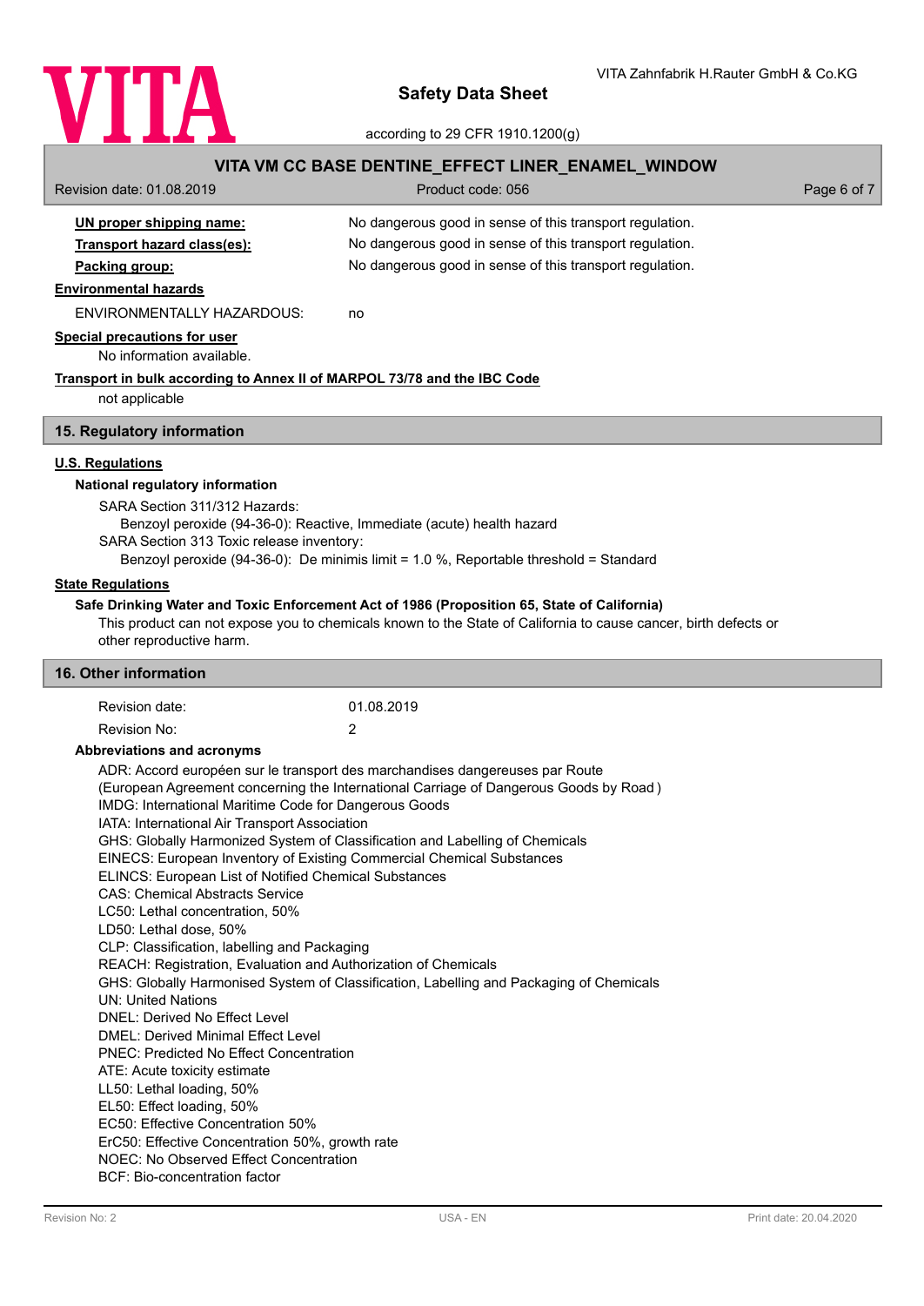| | |
|---|---|
| **UN proper shipping name:** | No dangerous good in sense of this transport regulation. |
| **Transport hazard class(es):** | No dangerous good in sense of this transport regulation. |
| **Packing group:** | No dangerous good in sense of this transport regulation. |

**Environmental hazards**

ENVIRONMENTALLY HAZARDOUS: no

**Special precautions for user**

No information available.

**Transport in bulk according to Annex II of MARPOL 73/78 and the IBC Code**

not applicable

## 15. Regulatory information

**U.S. Regulations**

**National regulatory information**

SARA Section 311/312 Hazards:
Benzoyl peroxide (94-36-0): Reactive, Immediate (acute) health hazard
SARA Section 313 Toxic release inventory:
Benzoyl peroxide (94-36-0): De minimis limit = 1.0 %, Reportable threshold = Standard

**State Regulations**

**Safe Drinking Water and Toxic Enforcement Act of 1986 (Proposition 65, State of California)**

This product can not expose you to chemicals known to the State of California to cause cancer, birth defects or other reproductive harm.

## 16. Other information

| | |
|---|---|
| Revision date: | 01.08.2019 |
| Revision No: | 2 |

**Abbreviations and acronyms**

ADR: Accord européen sur le transport des marchandises dangereuses par Route
(European Agreement concerning the International Carriage of Dangerous Goods by Road )
IMDG: International Maritime Code for Dangerous Goods
IATA: International Air Transport Association
GHS: Globally Harmonized System of Classification and Labelling of Chemicals
EINECS: European Inventory of Existing Commercial Chemical Substances
ELINCS: European List of Notified Chemical Substances
CAS: Chemical Abstracts Service
LC50: Lethal concentration, 50%
LD50: Lethal dose, 50%
CLP: Classification, labelling and Packaging
REACH: Registration, Evaluation and Authorization of Chemicals
GHS: Globally Harmonised System of Classification, Labelling and Packaging of Chemicals
UN: United Nations
DNEL: Derived No Effect Level
DMEL: Derived Minimal Effect Level
PNEC: Predicted No Effect Concentration
ATE: Acute toxicity estimate
LL50: Lethal loading, 50%
EL50: Effect loading, 50%
EC50: Effective Concentration 50%
ErC50: Effective Concentration 50%, growth rate
NOEC: No Observed Effect Concentration
BCF: Bio-concentration factor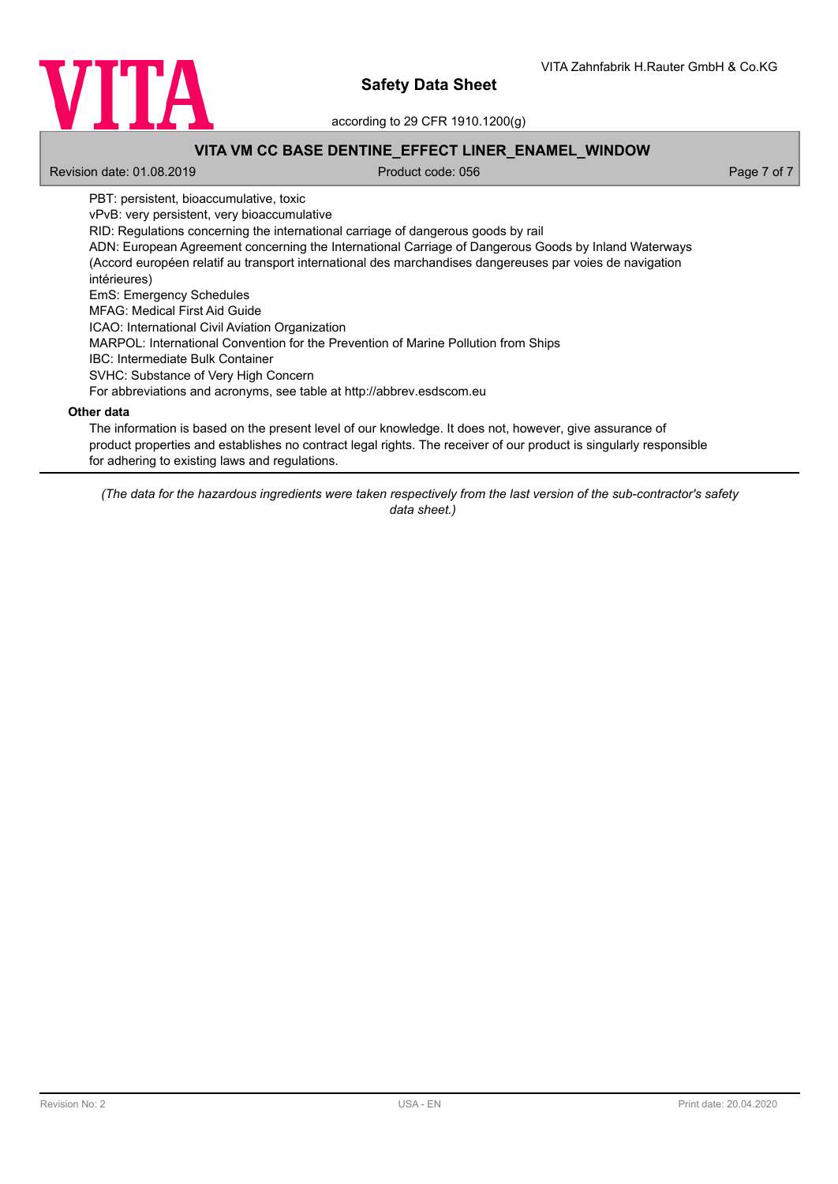PBT: persistent, bioaccumulative, toxic
vPvB: very persistent, very bioaccumulative
RID: Regulations concerning the international carriage of dangerous goods by rail
ADN: European Agreement concerning the International Carriage of Dangerous Goods by Inland Waterways (Accord européen relatif au transport international des marchandises dangereuses par voies de navigation intérieures)
EmS: Emergency Schedules
MFAG: Medical First Aid Guide
ICAO: International Civil Aviation Organization
MARPOL: International Convention for the Prevention of Marine Pollution from Ships
IBC: Intermediate Bulk Container
SVHC: Substance of Very High Concern
For abbreviations and acronyms, see table at http://abbrev.esdscom.eu

**Other data**

The information is based on the present level of our knowledge. It does not, however, give assurance of product properties and establishes no contract legal rights. The receiver of our product is singularly responsible for adhering to existing laws and regulations.

---

*(The data for the hazardous ingredients were taken respectively from the last version of the sub-contractor's safety data sheet.)*